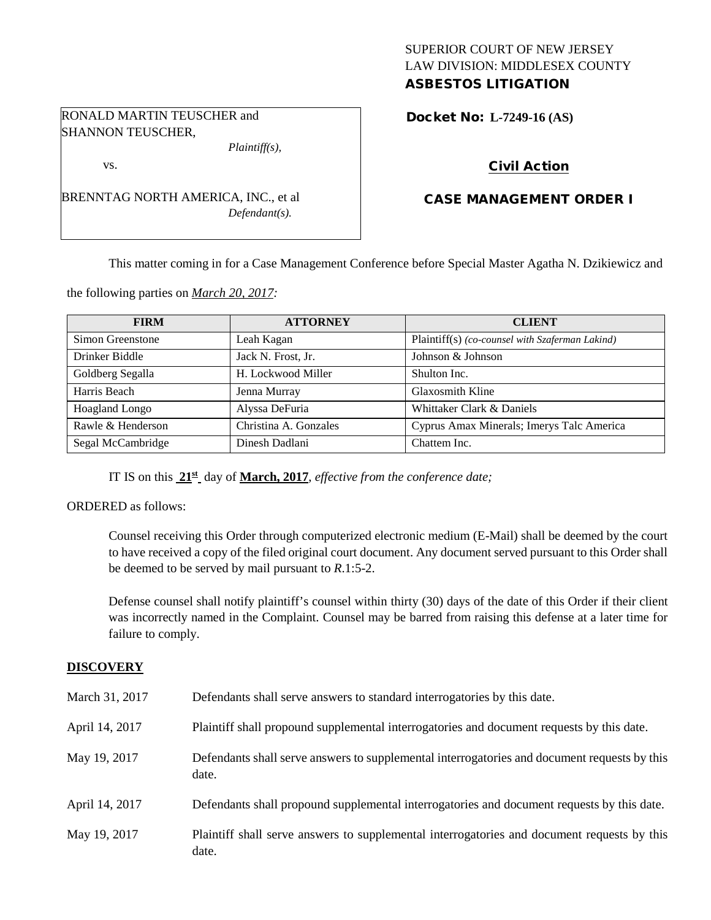SUPERIOR COURT OF NEW JERSEY
LAW DIVISION: MIDDLESEX COUNTY
**ASBESTOS LITIGATION**

RONALD MARTIN TEUSCHER and SHANNON TEUSCHER,
*Plaintiff(s),*

vs.

BRENNTAG NORTH AMERICA, INC., et al
*Defendant(s).*

**Docket No: L-7249-16 (AS)**

**Civil Action**

**CASE MANAGEMENT ORDER I**

This matter coming in for a Case Management Conference before Special Master Agatha N. Dzikiewicz and the following parties on *March 20, 2017:*

| FIRM | ATTORNEY | CLIENT |
| --- | --- | --- |
| Simon Greenstone | Leah Kagan | Plaintiff(s) *(co-counsel with Szaferman Lakind)* |
| Drinker Biddle | Jack N. Frost, Jr. | Johnson & Johnson |
| Goldberg Segalla | H. Lockwood Miller | Shulton Inc. |
| Harris Beach | Jenna Murray | Glaxosmith Kline |
| Hoagland Longo | Alyssa DeFuria | Whittaker Clark & Daniels |
| Rawle & Henderson | Christina A. Gonzales | Cyprus Amax Minerals; Imerys Talc America |
| Segal McCambridge | Dinesh Dadlani | Chattem Inc. |

IT IS on this **21st** day of **March, 2017**, *effective from the conference date;*

ORDERED as follows:

Counsel receiving this Order through computerized electronic medium (E-Mail) shall be deemed by the court to have received a copy of the filed original court document. Any document served pursuant to this Order shall be deemed to be served by mail pursuant to *R*.1:5-2.

Defense counsel shall notify plaintiff's counsel within thirty (30) days of the date of this Order if their client was incorrectly named in the Complaint. Counsel may be barred from raising this defense at a later time for failure to comply.

## DISCOVERY

| | |
| --- | --- |
| March 31, 2017 | Defendants shall serve answers to standard interrogatories by this date. |
| April 14, 2017 | Plaintiff shall propound supplemental interrogatories and document requests by this date. |
| May 19, 2017 | Defendants shall serve answers to supplemental interrogatories and document requests by this date. |
| April 14, 2017 | Defendants shall propound supplemental interrogatories and document requests by this date. |
| May 19, 2017 | Plaintiff shall serve answers to supplemental interrogatories and document requests by this date. |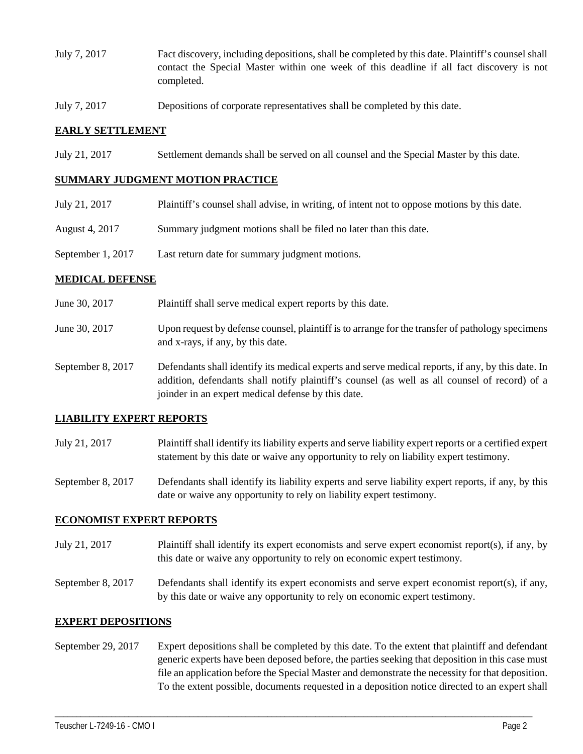July 7, 2017 Fact discovery, including depositions, shall be completed by this date. Plaintiff's counsel shall contact the Special Master within one week of this deadline if all fact discovery is not completed.

July 7, 2017 Depositions of corporate representatives shall be completed by this date.

## EARLY SETTLEMENT

July 21, 2017 Settlement demands shall be served on all counsel and the Special Master by this date.

## SUMMARY JUDGMENT MOTION PRACTICE

July 21, 2017 Plaintiff's counsel shall advise, in writing, of intent not to oppose motions by this date.

August 4, 2017 Summary judgment motions shall be filed no later than this date.

September 1, 2017 Last return date for summary judgment motions.

## MEDICAL DEFENSE

June 30, 2017 Plaintiff shall serve medical expert reports by this date.

June 30, 2017 Upon request by defense counsel, plaintiff is to arrange for the transfer of pathology specimens and x-rays, if any, by this date.

September 8, 2017 Defendants shall identify its medical experts and serve medical reports, if any, by this date. In addition, defendants shall notify plaintiff's counsel (as well as all counsel of record) of a joinder in an expert medical defense by this date.

## LIABILITY EXPERT REPORTS

July 21, 2017 Plaintiff shall identify its liability experts and serve liability expert reports or a certified expert statement by this date or waive any opportunity to rely on liability expert testimony.

September 8, 2017 Defendants shall identify its liability experts and serve liability expert reports, if any, by this date or waive any opportunity to rely on liability expert testimony.

## ECONOMIST EXPERT REPORTS

July 21, 2017 Plaintiff shall identify its expert economists and serve expert economist report(s), if any, by this date or waive any opportunity to rely on economic expert testimony.

September 8, 2017 Defendants shall identify its expert economists and serve expert economist report(s), if any, by this date or waive any opportunity to rely on economic expert testimony.

## EXPERT DEPOSITIONS

September 29, 2017 Expert depositions shall be completed by this date. To the extent that plaintiff and defendant generic experts have been deposed before, the parties seeking that deposition in this case must file an application before the Special Master and demonstrate the necessity for that deposition. To the extent possible, documents requested in a deposition notice directed to an expert shall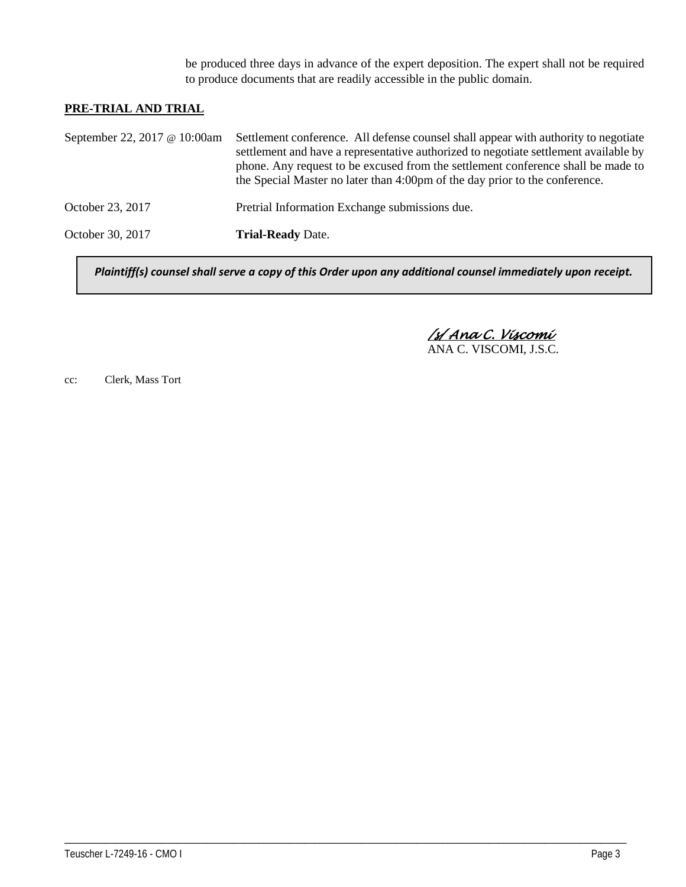be produced three days in advance of the expert deposition. The expert shall not be required to produce documents that are readily accessible in the public domain.

**PRE-TRIAL AND TRIAL**

| | |
|---|---|
| September 22, 2017 @ 10:00am | Settlement conference. All defense counsel shall appear with authority to negotiate settlement and have a representative authorized to negotiate settlement available by phone. Any request to be excused from the settlement conference shall be made to the Special Master no later than 4:00pm of the day prior to the conference. |
| October 23, 2017 | Pretrial Information Exchange submissions due. |
| October 30, 2017 | **Trial-Ready** Date. |

***Plaintiff(s) counsel shall serve a copy of this Order upon any additional counsel immediately upon receipt.***

/s/ Ana C. Viscomi
ANA C. VISCOMI, J.S.C.

cc: Clerk, Mass Tort